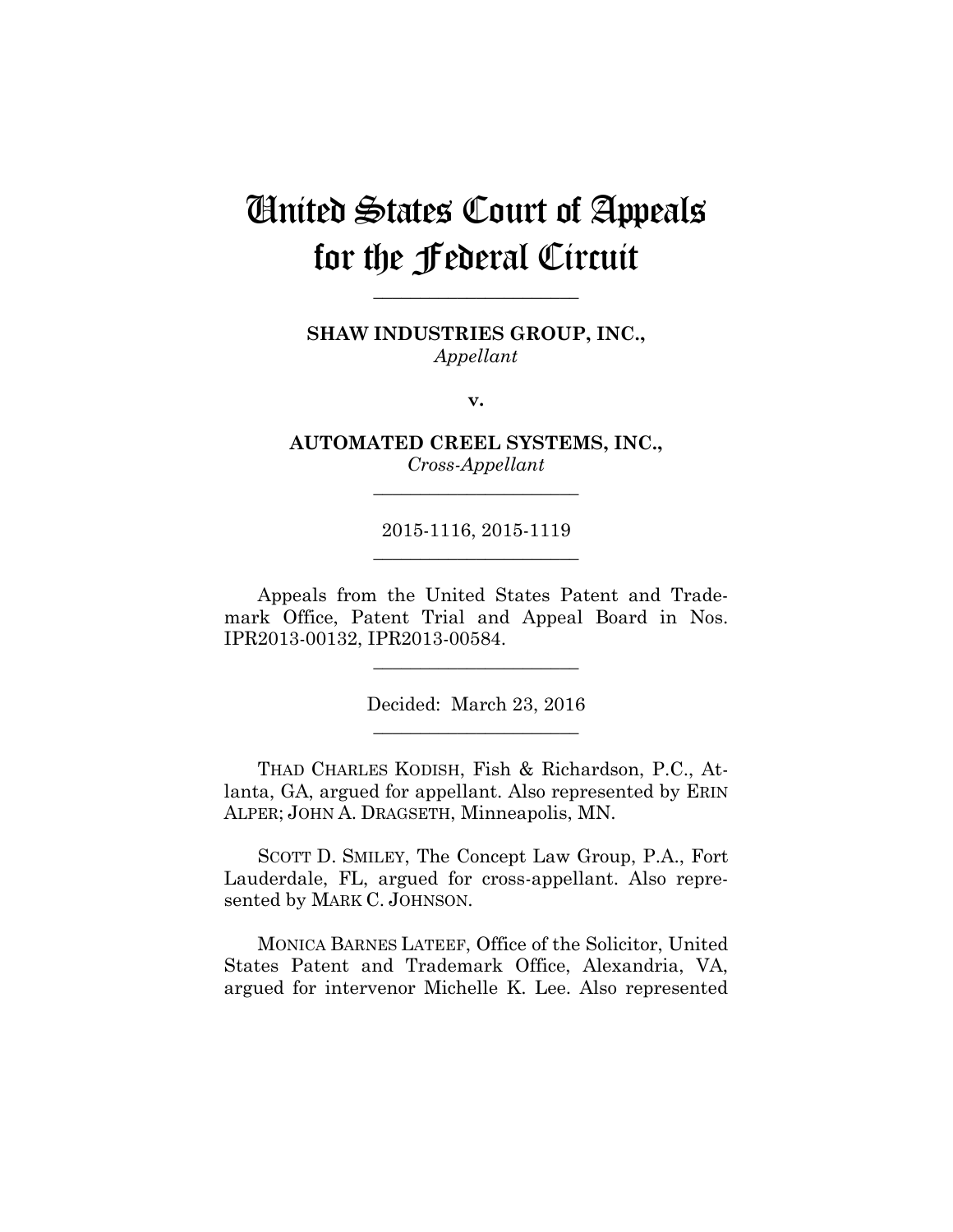# United States Court of Appeals for the Federal Circuit

______________________

**SHAW INDUSTRIES GROUP, INC.,**
*Appellant*

**v.**

**AUTOMATED CREEL SYSTEMS, INC.,**
*Cross-Appellant*

______________________

2015-1116, 2015-1119

______________________

Appeals from the United States Patent and Trademark Office, Patent Trial and Appeal Board in Nos. IPR2013-00132, IPR2013-00584.

______________________

Decided: March 23, 2016

______________________

THAD CHARLES KODISH, Fish & Richardson, P.C., Atlanta, GA, argued for appellant. Also represented by ERIN ALPER; JOHN A. DRAGSETH, Minneapolis, MN.

SCOTT D. SMILEY, The Concept Law Group, P.A., Fort Lauderdale, FL, argued for cross-appellant. Also represented by MARK C. JOHNSON.

MONICA BARNES LATEEF, Office of the Solicitor, United States Patent and Trademark Office, Alexandria, VA, argued for intervenor Michelle K. Lee. Also represented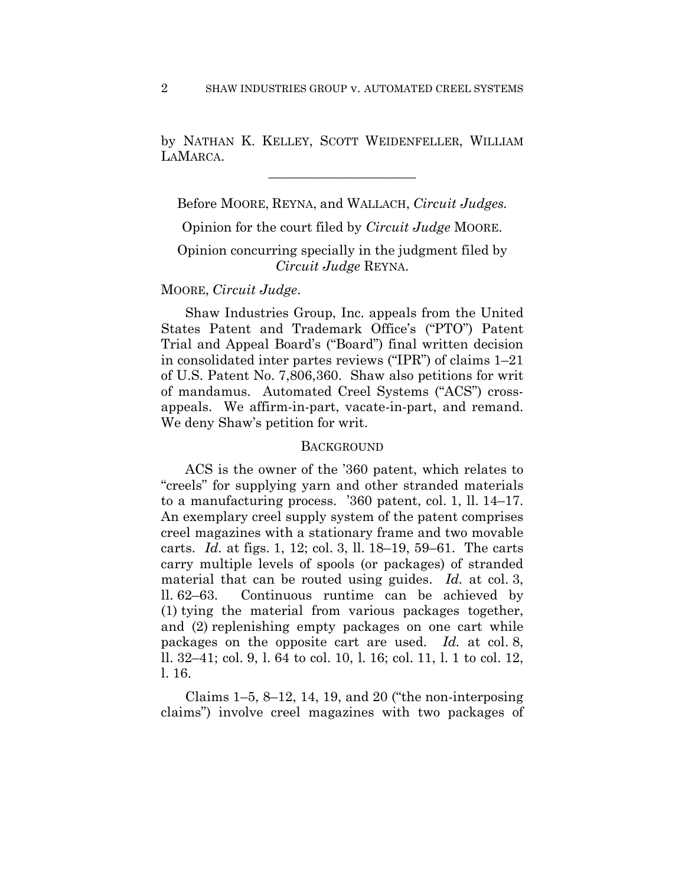by NATHAN K. KELLEY, SCOTT WEIDENFELLER, WILLIAM LAMARCA.

---

Before MOORE, REYNA, and WALLACH, *Circuit Judges.*

Opinion for the court filed by *Circuit Judge* MOORE.

Opinion concurring specially in the judgment filed by *Circuit Judge* REYNA.

MOORE, *Circuit Judge*.

Shaw Industries Group, Inc. appeals from the United States Patent and Trademark Office's ("PTO") Patent Trial and Appeal Board's ("Board") final written decision in consolidated inter partes reviews ("IPR") of claims 1–21 of U.S. Patent No. 7,806,360. Shaw also petitions for writ of mandamus. Automated Creel Systems ("ACS") cross-appeals. We affirm-in-part, vacate-in-part, and remand. We deny Shaw's petition for writ.

## BACKGROUND

ACS is the owner of the '360 patent, which relates to "creels" for supplying yarn and other stranded materials to a manufacturing process. '360 patent, col. 1, ll. 14–17. An exemplary creel supply system of the patent comprises creel magazines with a stationary frame and two movable carts. *Id.* at figs. 1, 12; col. 3, ll. 18–19, 59–61. The carts carry multiple levels of spools (or packages) of stranded material that can be routed using guides. *Id.* at col. 3, ll. 62–63. Continuous runtime can be achieved by (1) tying the material from various packages together, and (2) replenishing empty packages on one cart while packages on the opposite cart are used. *Id.* at col. 8, ll. 32–41; col. 9, l. 64 to col. 10, l. 16; col. 11, l. 1 to col. 12, l. 16.

Claims 1–5, 8–12, 14, 19, and 20 ("the non-interposing claims") involve creel magazines with two packages of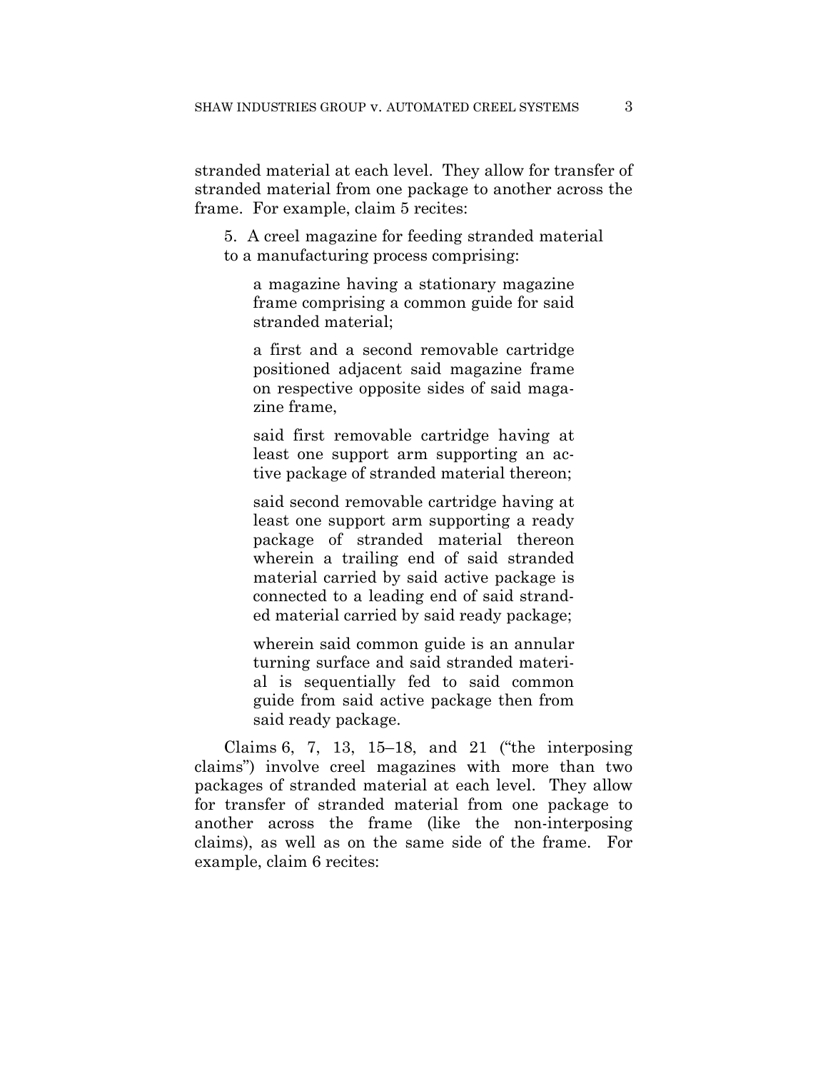stranded material at each level. They allow for transfer of stranded material from one package to another across the frame. For example, claim 5 recites:

> 5. A creel magazine for feeding stranded material to a manufacturing process comprising:
>
> > a magazine having a stationary magazine frame comprising a common guide for said stranded material;
> >
> > a first and a second removable cartridge positioned adjacent said magazine frame on respective opposite sides of said magazine frame,
> >
> > said first removable cartridge having at least one support arm supporting an active package of stranded material thereon;
> >
> > said second removable cartridge having at least one support arm supporting a ready package of stranded material thereon wherein a trailing end of said stranded material carried by said active package is connected to a leading end of said stranded material carried by said ready package;
> >
> > wherein said common guide is an annular turning surface and said stranded material is sequentially fed to said common guide from said active package then from said ready package.

Claims 6, 7, 13, 15–18, and 21 ("the interposing claims") involve creel magazines with more than two packages of stranded material at each level. They allow for transfer of stranded material from one package to another across the frame (like the non-interposing claims), as well as on the same side of the frame. For example, claim 6 recites: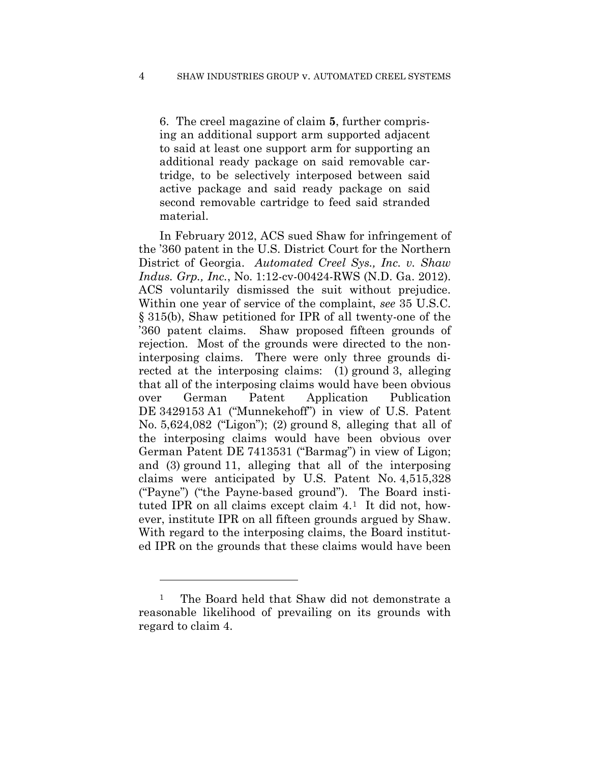6. The creel magazine of claim **5**, further comprising an additional support arm supported adjacent to said at least one support arm for supporting an additional ready package on said removable cartridge, to be selectively interposed between said active package and said ready package on said second removable cartridge to feed said stranded material.

In February 2012, ACS sued Shaw for infringement of the '360 patent in the U.S. District Court for the Northern District of Georgia. *Automated Creel Sys., Inc. v. Shaw Indus. Grp., Inc.*, No. 1:12-cv-00424-RWS (N.D. Ga. 2012). ACS voluntarily dismissed the suit without prejudice. Within one year of service of the complaint, *see* 35 U.S.C. § 315(b), Shaw petitioned for IPR of all twenty-one of the '360 patent claims. Shaw proposed fifteen grounds of rejection. Most of the grounds were directed to the non-interposing claims. There were only three grounds directed at the interposing claims: (1) ground 3, alleging that all of the interposing claims would have been obvious over German Patent Application Publication DE 3429153 A1 ("Munnekehoff") in view of U.S. Patent No. 5,624,082 ("Ligon"); (2) ground 8, alleging that all of the interposing claims would have been obvious over German Patent DE 7413531 ("Barmag") in view of Ligon; and (3) ground 11, alleging that all of the interposing claims were anticipated by U.S. Patent No. 4,515,328 ("Payne") ("the Payne-based ground"). The Board instituted IPR on all claims except claim 4.[1] It did not, however, institute IPR on all fifteen grounds argued by Shaw. With regard to the interposing claims, the Board instituted IPR on the grounds that these claims would have been

[1] The Board held that Shaw did not demonstrate a reasonable likelihood of prevailing on its grounds with regard to claim 4.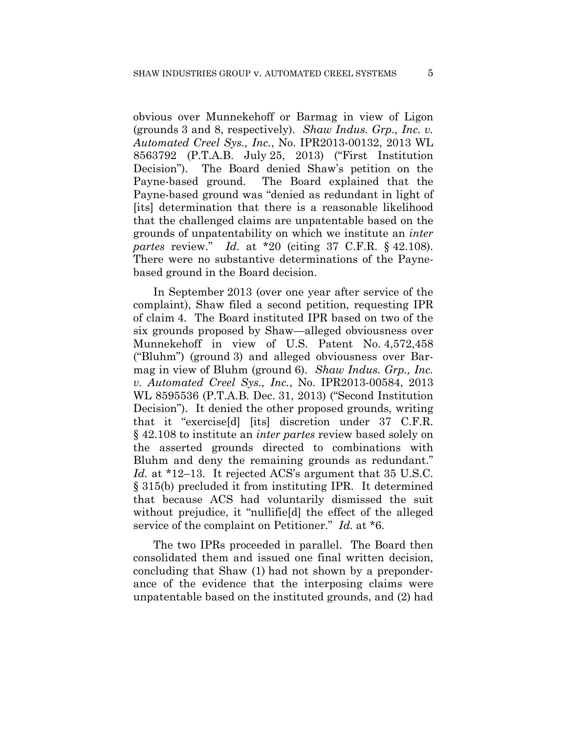obvious over Munnekehoff or Barmag in view of Ligon (grounds 3 and 8, respectively). *Shaw Indus. Grp., Inc. v. Automated Creel Sys., Inc.*, No. IPR2013-00132, 2013 WL 8563792 (P.T.A.B. July 25, 2013) ("First Institution Decision"). The Board denied Shaw's petition on the Payne-based ground. The Board explained that the Payne-based ground was "denied as redundant in light of [its] determination that there is a reasonable likelihood that the challenged claims are unpatentable based on the grounds of unpatentability on which we institute an *inter partes* review." *Id.* at *20 (citing 37 C.F.R. § 42.108). There were no substantive determinations of the Payne-based ground in the Board decision.

In September 2013 (over one year after service of the complaint), Shaw filed a second petition, requesting IPR of claim 4. The Board instituted IPR based on two of the six grounds proposed by Shaw—alleged obviousness over Munnekehoff in view of U.S. Patent No. 4,572,458 ("Bluhm") (ground 3) and alleged obviousness over Barmag in view of Bluhm (ground 6). *Shaw Indus. Grp., Inc. v. Automated Creel Sys., Inc.*, No. IPR2013-00584, 2013 WL 8595536 (P.T.A.B. Dec. 31, 2013) ("Second Institution Decision"). It denied the other proposed grounds, writing that it "exercise[d] [its] discretion under 37 C.F.R. § 42.108 to institute an *inter partes* review based solely on the asserted grounds directed to combinations with Bluhm and deny the remaining grounds as redundant." *Id.* at *12–13. It rejected ACS's argument that 35 U.S.C. § 315(b) precluded it from instituting IPR. It determined that because ACS had voluntarily dismissed the suit without prejudice, it "nullifie[d] the effect of the alleged service of the complaint on Petitioner." *Id.* at *6.

The two IPRs proceeded in parallel. The Board then consolidated them and issued one final written decision, concluding that Shaw (1) had not shown by a preponderance of the evidence that the interposing claims were unpatentable based on the instituted grounds, and (2) had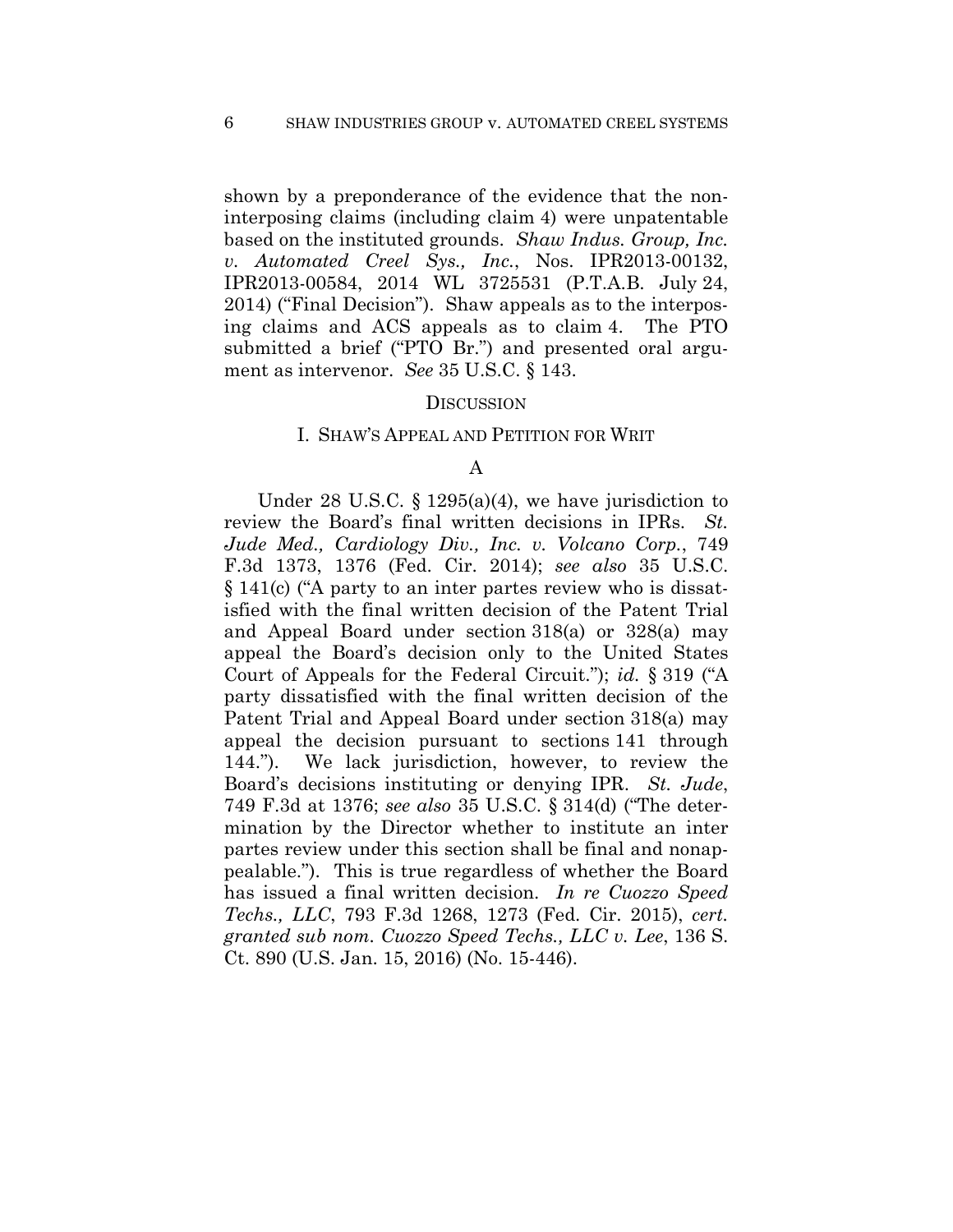shown by a preponderance of the evidence that the non-interposing claims (including claim 4) were unpatentable based on the instituted grounds. *Shaw Indus. Group, Inc. v. Automated Creel Sys., Inc.*, Nos. IPR2013-00132, IPR2013-00584, 2014 WL 3725531 (P.T.A.B. July 24, 2014) ("Final Decision"). Shaw appeals as to the interposing claims and ACS appeals as to claim 4. The PTO submitted a brief ("PTO Br.") and presented oral argument as intervenor. *See* 35 U.S.C. § 143.

## DISCUSSION

### I. SHAW'S APPEAL AND PETITION FOR WRIT

#### A

Under 28 U.S.C. § 1295(a)(4), we have jurisdiction to review the Board's final written decisions in IPRs. *St. Jude Med., Cardiology Div., Inc. v. Volcano Corp.*, 749 F.3d 1373, 1376 (Fed. Cir. 2014); *see also* 35 U.S.C. § 141(c) ("A party to an inter partes review who is dissatisfied with the final written decision of the Patent Trial and Appeal Board under section 318(a) or 328(a) may appeal the Board's decision only to the United States Court of Appeals for the Federal Circuit."); *id.* § 319 ("A party dissatisfied with the final written decision of the Patent Trial and Appeal Board under section 318(a) may appeal the decision pursuant to sections 141 through 144."). We lack jurisdiction, however, to review the Board's decisions instituting or denying IPR. *St. Jude*, 749 F.3d at 1376; *see also* 35 U.S.C. § 314(d) ("The determination by the Director whether to institute an inter partes review under this section shall be final and nonappealable."). This is true regardless of whether the Board has issued a final written decision. *In re Cuozzo Speed Techs., LLC*, 793 F.3d 1268, 1273 (Fed. Cir. 2015), *cert. granted sub nom. Cuozzo Speed Techs., LLC v. Lee*, 136 S. Ct. 890 (U.S. Jan. 15, 2016) (No. 15-446).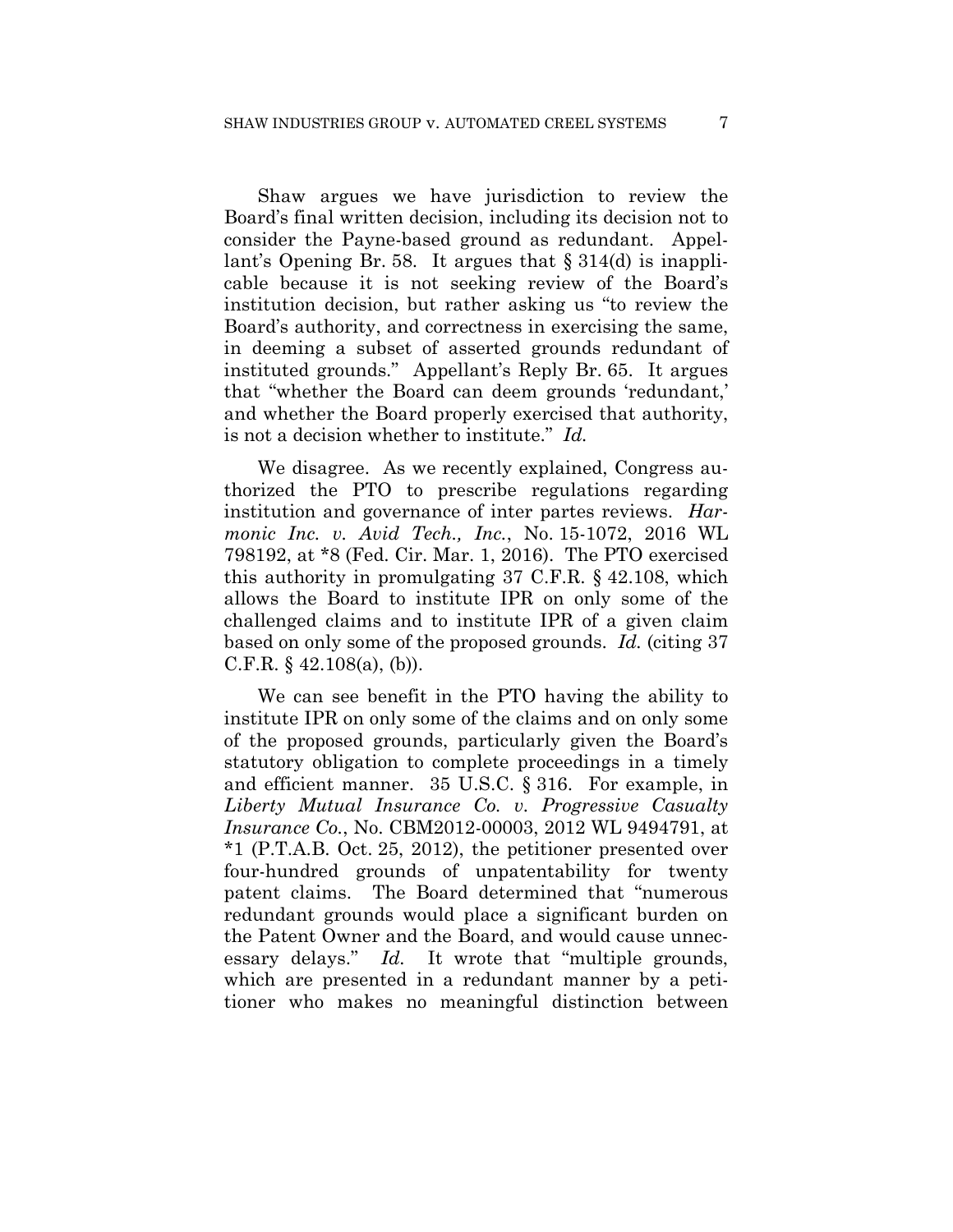Shaw argues we have jurisdiction to review the Board's final written decision, including its decision not to consider the Payne-based ground as redundant. Appellant's Opening Br. 58. It argues that § 314(d) is inapplicable because it is not seeking review of the Board's institution decision, but rather asking us "to review the Board's authority, and correctness in exercising the same, in deeming a subset of asserted grounds redundant of instituted grounds." Appellant's Reply Br. 65. It argues that "whether the Board can deem grounds 'redundant,' and whether the Board properly exercised that authority, is not a decision whether to institute." *Id.*

We disagree. As we recently explained, Congress authorized the PTO to prescribe regulations regarding institution and governance of inter partes reviews. *Harmonic Inc. v. Avid Tech., Inc.*, No. 15-1072, 2016 WL 798192, at *8 (Fed. Cir. Mar. 1, 2016). The PTO exercised this authority in promulgating 37 C.F.R. § 42.108, which allows the Board to institute IPR on only some of the challenged claims and to institute IPR of a given claim based on only some of the proposed grounds. *Id.* (citing 37 C.F.R. § 42.108(a), (b)).

We can see benefit in the PTO having the ability to institute IPR on only some of the claims and on only some of the proposed grounds, particularly given the Board's statutory obligation to complete proceedings in a timely and efficient manner. 35 U.S.C. § 316. For example, in *Liberty Mutual Insurance Co. v. Progressive Casualty Insurance Co.*, No. CBM2012-00003, 2012 WL 9494791, at *1 (P.T.A.B. Oct. 25, 2012), the petitioner presented over four-hundred grounds of unpatentability for twenty patent claims. The Board determined that "numerous redundant grounds would place a significant burden on the Patent Owner and the Board, and would cause unnecessary delays." *Id.* It wrote that "multiple grounds, which are presented in a redundant manner by a petitioner who makes no meaningful distinction between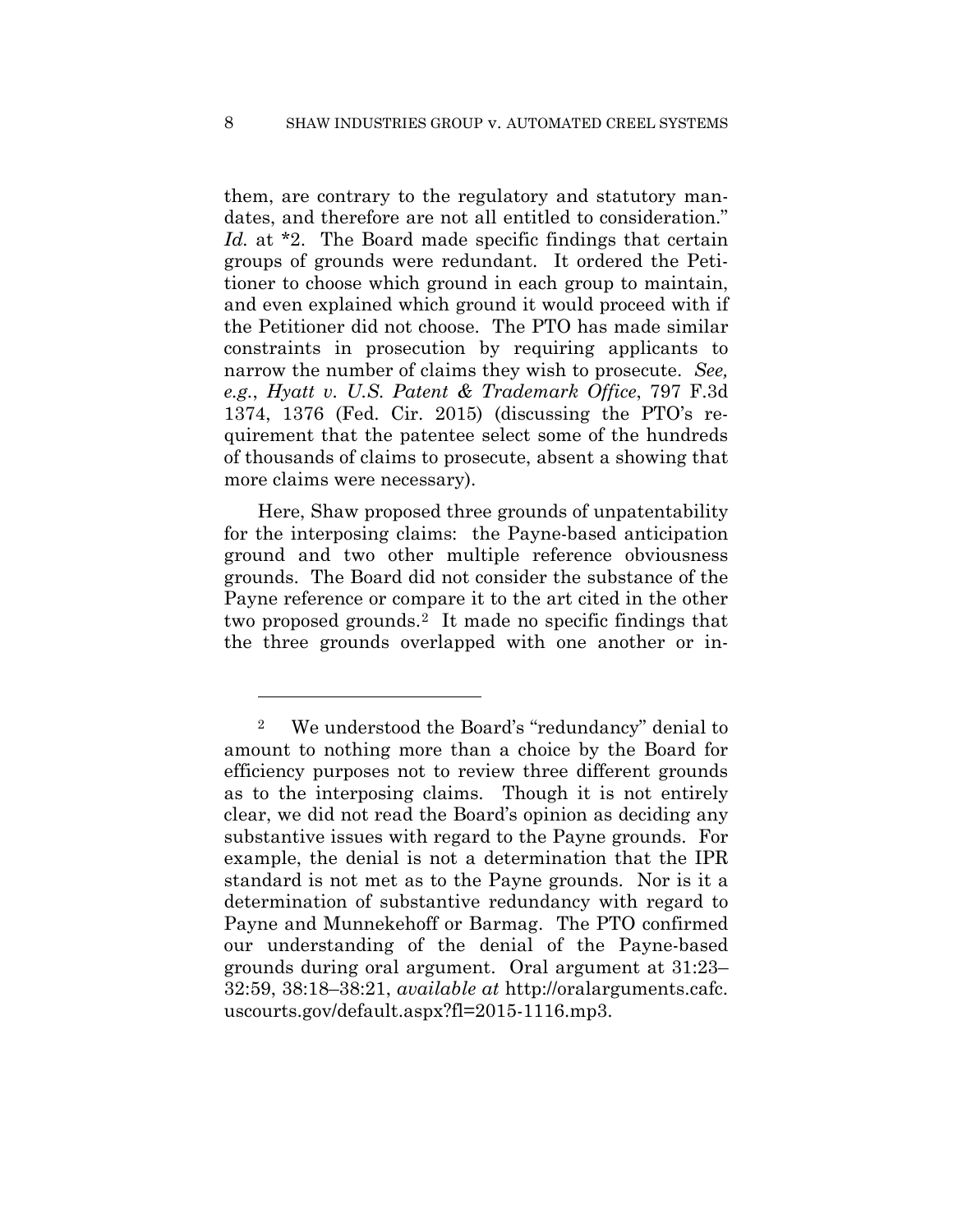them, are contrary to the regulatory and statutory mandates, and therefore are not all entitled to consideration." *Id.* at *2. The Board made specific findings that certain groups of grounds were redundant. It ordered the Petitioner to choose which ground in each group to maintain, and even explained which ground it would proceed with if the Petitioner did not choose. The PTO has made similar constraints in prosecution by requiring applicants to narrow the number of claims they wish to prosecute. *See, e.g.*, *Hyatt v. U.S. Patent & Trademark Office*, 797 F.3d 1374, 1376 (Fed. Cir. 2015) (discussing the PTO's requirement that the patentee select some of the hundreds of thousands of claims to prosecute, absent a showing that more claims were necessary).

Here, Shaw proposed three grounds of unpatentability for the interposing claims: the Payne-based anticipation ground and two other multiple reference obviousness grounds. The Board did not consider the substance of the Payne reference or compare it to the art cited in the other two proposed grounds.[2] It made no specific findings that the three grounds overlapped with one another or in-

---

[2] We understood the Board's "redundancy" denial to amount to nothing more than a choice by the Board for efficiency purposes not to review three different grounds as to the interposing claims. Though it is not entirely clear, we did not read the Board's opinion as deciding any substantive issues with regard to the Payne grounds. For example, the denial is not a determination that the IPR standard is not met as to the Payne grounds. Nor is it a determination of substantive redundancy with regard to Payne and Munnekehoff or Barmag. The PTO confirmed our understanding of the denial of the Payne-based grounds during oral argument. Oral argument at 31:23–32:59, 38:18–38:21, *available at* http://oralarguments.cafc.uscourts.gov/default.aspx?fl=2015-1116.mp3.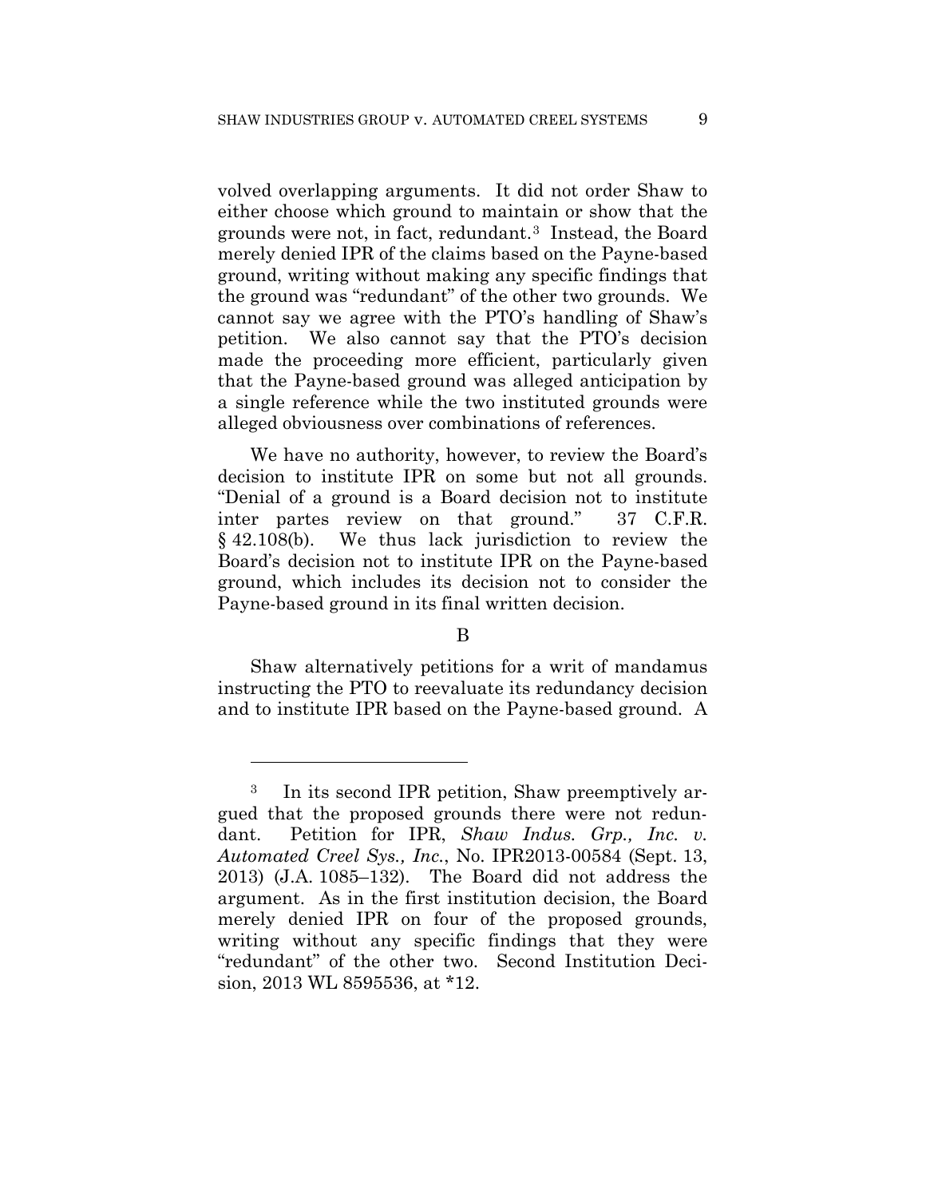volved overlapping arguments. It did not order Shaw to either choose which ground to maintain or show that the grounds were not, in fact, redundant.[3] Instead, the Board merely denied IPR of the claims based on the Payne-based ground, writing without making any specific findings that the ground was "redundant" of the other two grounds. We cannot say we agree with the PTO's handling of Shaw's petition. We also cannot say that the PTO's decision made the proceeding more efficient, particularly given that the Payne-based ground was alleged anticipation by a single reference while the two instituted grounds were alleged obviousness over combinations of references.

We have no authority, however, to review the Board's decision to institute IPR on some but not all grounds. "Denial of a ground is a Board decision not to institute inter partes review on that ground." 37 C.F.R. § 42.108(b). We thus lack jurisdiction to review the Board's decision not to institute IPR on the Payne-based ground, which includes its decision not to consider the Payne-based ground in its final written decision.

B

Shaw alternatively petitions for a writ of mandamus instructing the PTO to reevaluate its redundancy decision and to institute IPR based on the Payne-based ground. A

[3] In its second IPR petition, Shaw preemptively argued that the proposed grounds there were not redundant. Petition for IPR, *Shaw Indus. Grp., Inc. v. Automated Creel Sys., Inc.*, No. IPR2013-00584 (Sept. 13, 2013) (J.A. 1085–132). The Board did not address the argument. As in the first institution decision, the Board merely denied IPR on four of the proposed grounds, writing without any specific findings that they were "redundant" of the other two. Second Institution Decision, 2013 WL 8595536, at *12.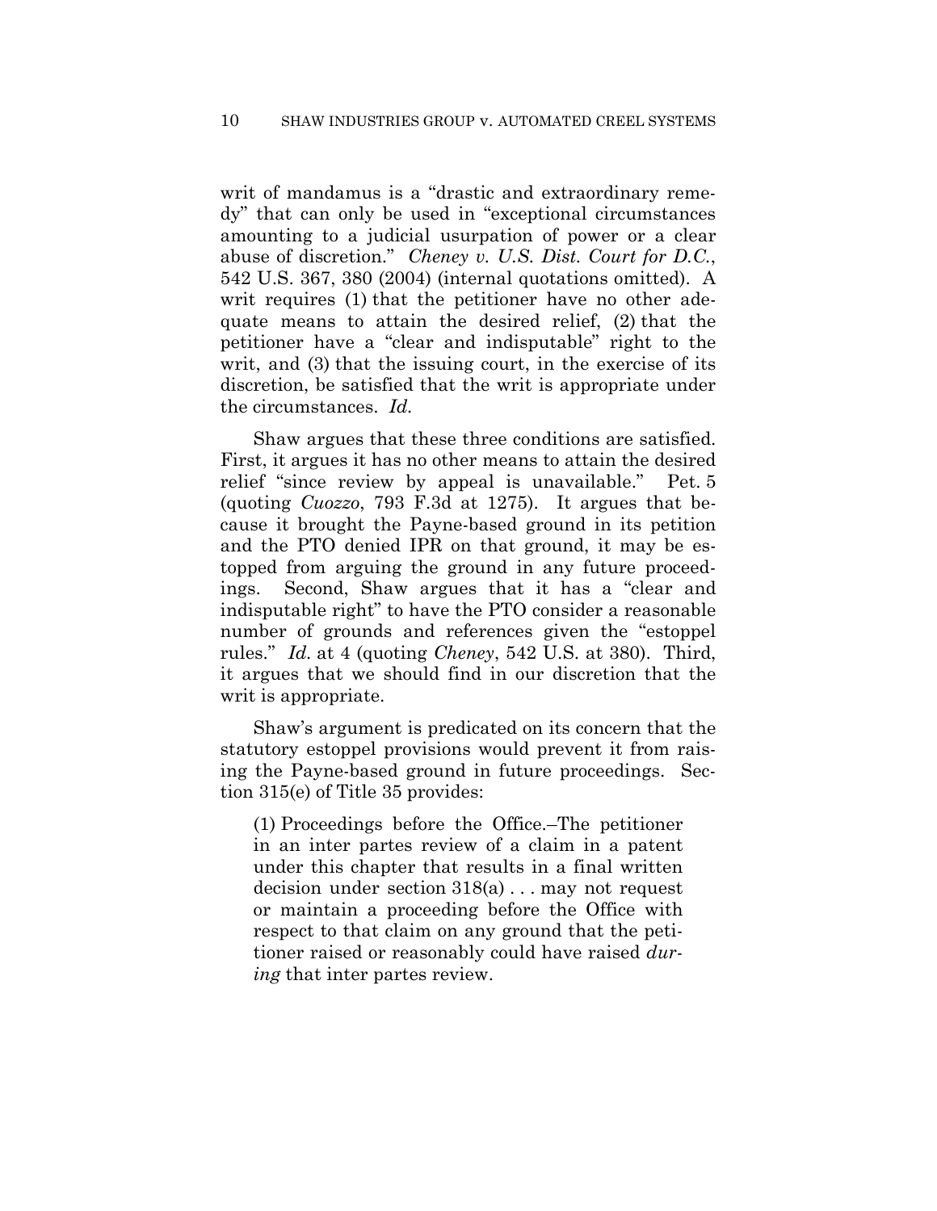writ of mandamus is a "drastic and extraordinary remedy" that can only be used in "exceptional circumstances amounting to a judicial usurpation of power or a clear abuse of discretion." *Cheney v. U.S. Dist. Court for D.C.*, 542 U.S. 367, 380 (2004) (internal quotations omitted). A writ requires (1) that the petitioner have no other adequate means to attain the desired relief, (2) that the petitioner have a "clear and indisputable" right to the writ, and (3) that the issuing court, in the exercise of its discretion, be satisfied that the writ is appropriate under the circumstances. *Id.*

Shaw argues that these three conditions are satisfied. First, it argues it has no other means to attain the desired relief "since review by appeal is unavailable." Pet. 5 (quoting *Cuozzo*, 793 F.3d at 1275). It argues that because it brought the Payne-based ground in its petition and the PTO denied IPR on that ground, it may be estopped from arguing the ground in any future proceedings. Second, Shaw argues that it has a "clear and indisputable right" to have the PTO consider a reasonable number of grounds and references given the "estoppel rules." *Id.* at 4 (quoting *Cheney*, 542 U.S. at 380). Third, it argues that we should find in our discretion that the writ is appropriate.

Shaw's argument is predicated on its concern that the statutory estoppel provisions would prevent it from raising the Payne-based ground in future proceedings. Section 315(e) of Title 35 provides:

> (1) Proceedings before the Office.–The petitioner in an inter partes review of a claim in a patent under this chapter that results in a final written decision under section 318(a) . . . may not request or maintain a proceeding before the Office with respect to that claim on any ground that the petitioner raised or reasonably could have raised *during* that inter partes review.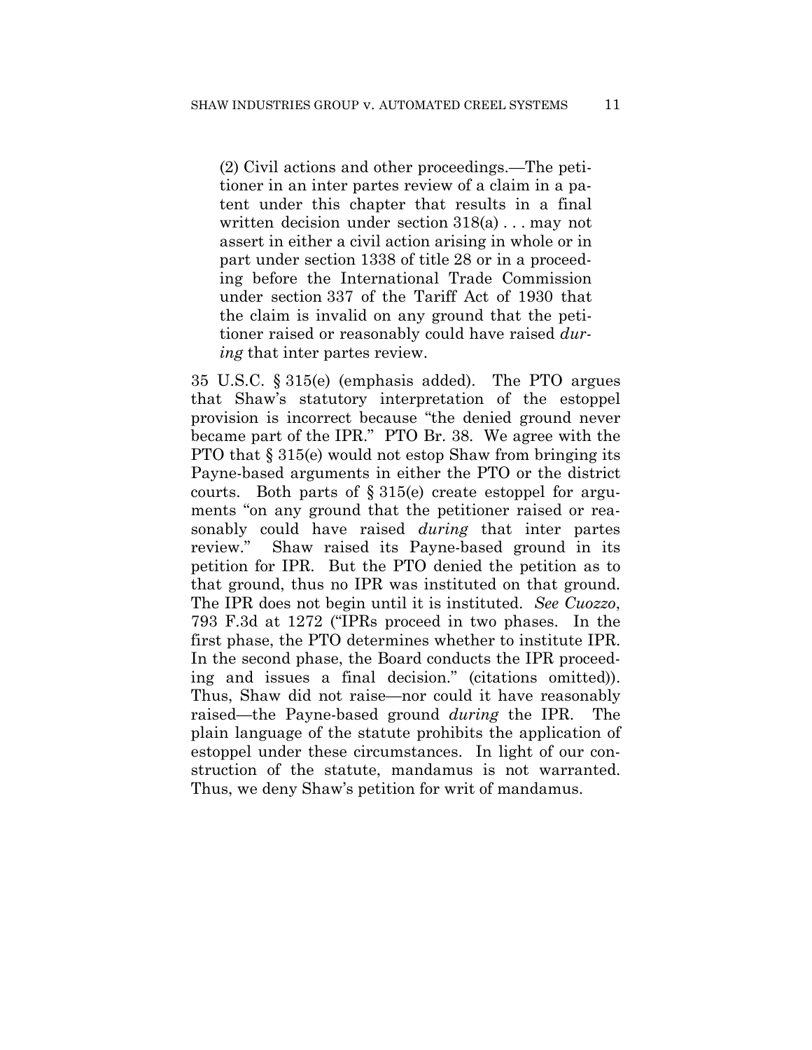> (2) Civil actions and other proceedings.—The petitioner in an inter partes review of a claim in a patent under this chapter that results in a final written decision under section 318(a) . . . may not assert in either a civil action arising in whole or in part under section 1338 of title 28 or in a proceeding before the International Trade Commission under section 337 of the Tariff Act of 1930 that the claim is invalid on any ground that the petitioner raised or reasonably could have raised *during* that inter partes review.

35 U.S.C. § 315(e) (emphasis added). The PTO argues that Shaw's statutory interpretation of the estoppel provision is incorrect because "the denied ground never became part of the IPR." PTO Br. 38. We agree with the PTO that § 315(e) would not estop Shaw from bringing its Payne-based arguments in either the PTO or the district courts. Both parts of § 315(e) create estoppel for arguments "on any ground that the petitioner raised or reasonably could have raised *during* that inter partes review." Shaw raised its Payne-based ground in its petition for IPR. But the PTO denied the petition as to that ground, thus no IPR was instituted on that ground. The IPR does not begin until it is instituted. *See Cuozzo*, 793 F.3d at 1272 ("IPRs proceed in two phases. In the first phase, the PTO determines whether to institute IPR. In the second phase, the Board conducts the IPR proceeding and issues a final decision." (citations omitted)). Thus, Shaw did not raise—nor could it have reasonably raised—the Payne-based ground *during* the IPR. The plain language of the statute prohibits the application of estoppel under these circumstances. In light of our construction of the statute, mandamus is not warranted. Thus, we deny Shaw's petition for writ of mandamus.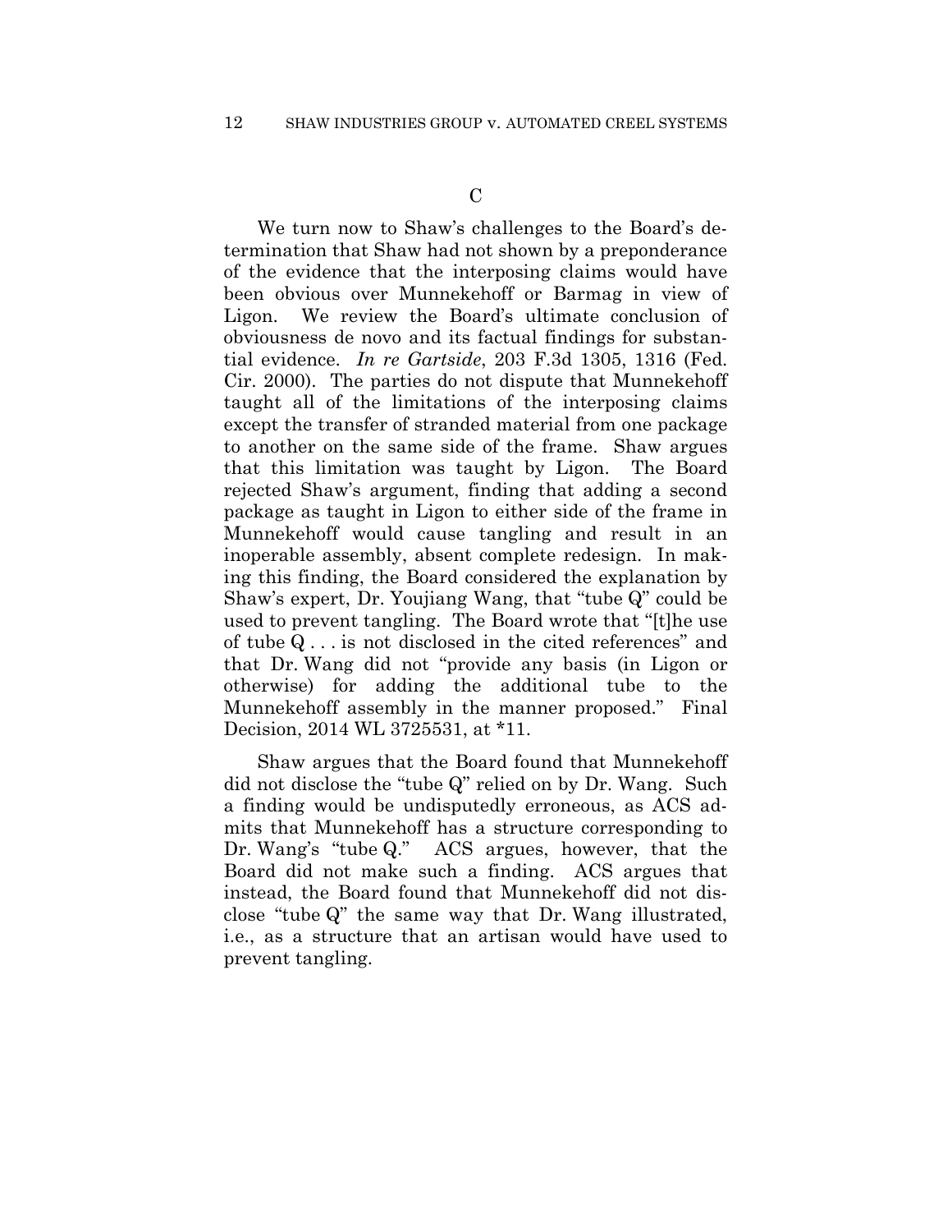### C

We turn now to Shaw's challenges to the Board's determination that Shaw had not shown by a preponderance of the evidence that the interposing claims would have been obvious over Munnekehoff or Barmag in view of Ligon. We review the Board's ultimate conclusion of obviousness de novo and its factual findings for substantial evidence. *In re Gartside*, 203 F.3d 1305, 1316 (Fed. Cir. 2000). The parties do not dispute that Munnekehoff taught all of the limitations of the interposing claims except the transfer of stranded material from one package to another on the same side of the frame. Shaw argues that this limitation was taught by Ligon. The Board rejected Shaw's argument, finding that adding a second package as taught in Ligon to either side of the frame in Munnekehoff would cause tangling and result in an inoperable assembly, absent complete redesign. In making this finding, the Board considered the explanation by Shaw's expert, Dr. Youjiang Wang, that "tube Q" could be used to prevent tangling. The Board wrote that "[t]he use of tube Q . . . is not disclosed in the cited references" and that Dr. Wang did not "provide any basis (in Ligon or otherwise) for adding the additional tube to the Munnekehoff assembly in the manner proposed." Final Decision, 2014 WL 3725531, at *11.

Shaw argues that the Board found that Munnekehoff did not disclose the "tube Q" relied on by Dr. Wang. Such a finding would be undisputedly erroneous, as ACS admits that Munnekehoff has a structure corresponding to Dr. Wang's "tube Q." ACS argues, however, that the Board did not make such a finding. ACS argues that instead, the Board found that Munnekehoff did not disclose "tube Q" the same way that Dr. Wang illustrated, i.e., as a structure that an artisan would have used to prevent tangling.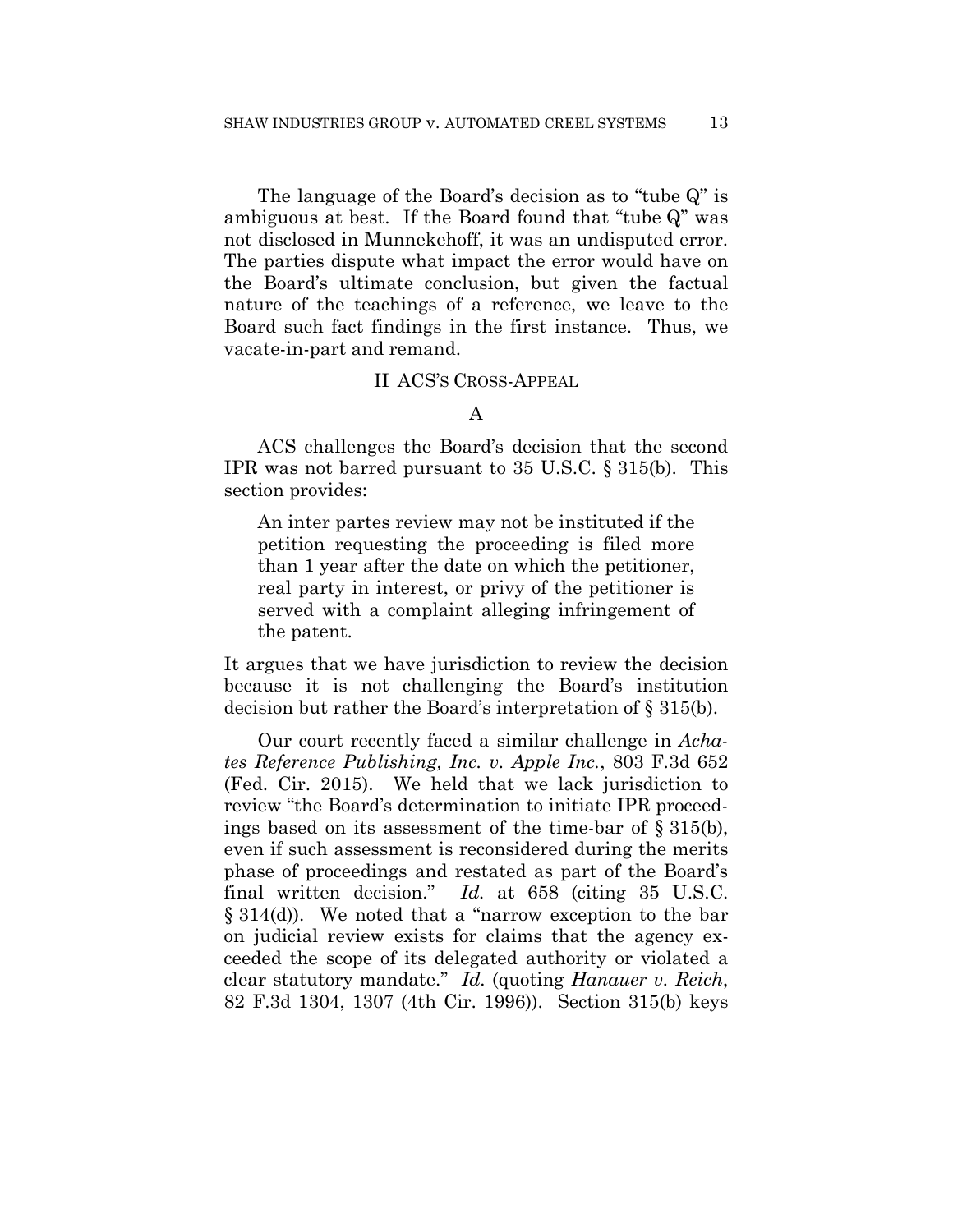The language of the Board's decision as to "tube Q" is ambiguous at best. If the Board found that "tube Q" was not disclosed in Munnekehoff, it was an undisputed error. The parties dispute what impact the error would have on the Board's ultimate conclusion, but given the factual nature of the teachings of a reference, we leave to the Board such fact findings in the first instance. Thus, we vacate-in-part and remand.

## II ACS'S CROSS-APPEAL

### A

ACS challenges the Board's decision that the second IPR was not barred pursuant to 35 U.S.C. § 315(b). This section provides:

> An inter partes review may not be instituted if the petition requesting the proceeding is filed more than 1 year after the date on which the petitioner, real party in interest, or privy of the petitioner is served with a complaint alleging infringement of the patent.

It argues that we have jurisdiction to review the decision because it is not challenging the Board's institution decision but rather the Board's interpretation of § 315(b).

Our court recently faced a similar challenge in *Achates Reference Publishing, Inc. v. Apple Inc.*, 803 F.3d 652 (Fed. Cir. 2015). We held that we lack jurisdiction to review "the Board's determination to initiate IPR proceedings based on its assessment of the time-bar of § 315(b), even if such assessment is reconsidered during the merits phase of proceedings and restated as part of the Board's final written decision." *Id.* at 658 (citing 35 U.S.C. § 314(d)). We noted that a "narrow exception to the bar on judicial review exists for claims that the agency exceeded the scope of its delegated authority or violated a clear statutory mandate." *Id.* (quoting *Hanauer v. Reich*, 82 F.3d 1304, 1307 (4th Cir. 1996)). Section 315(b) keys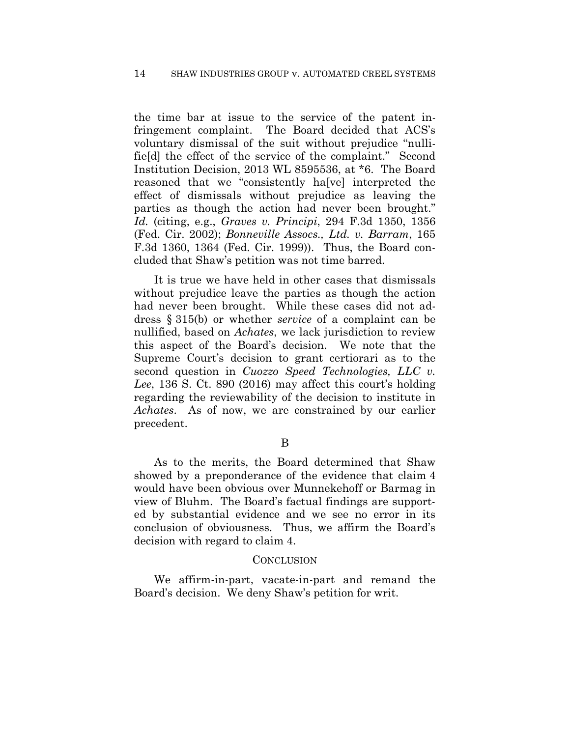the time bar at issue to the service of the patent infringement complaint. The Board decided that ACS's voluntary dismissal of the suit without prejudice "nullifie[d] the effect of the service of the complaint." Second Institution Decision, 2013 WL 8595536, at *6. The Board reasoned that we "consistently ha[ve] interpreted the effect of dismissals without prejudice as leaving the parties as though the action had never been brought." *Id.* (citing, e.g., *Graves v. Principi*, 294 F.3d 1350, 1356 (Fed. Cir. 2002); *Bonneville Assocs., Ltd. v. Barram*, 165 F.3d 1360, 1364 (Fed. Cir. 1999)). Thus, the Board concluded that Shaw's petition was not time barred.

It is true we have held in other cases that dismissals without prejudice leave the parties as though the action had never been brought. While these cases did not address § 315(b) or whether *service* of a complaint can be nullified, based on *Achates*, we lack jurisdiction to review this aspect of the Board's decision. We note that the Supreme Court's decision to grant certiorari as to the second question in *Cuozzo Speed Technologies, LLC v. Lee*, 136 S. Ct. 890 (2016) may affect this court's holding regarding the reviewability of the decision to institute in *Achates*. As of now, we are constrained by our earlier precedent.

B

As to the merits, the Board determined that Shaw showed by a preponderance of the evidence that claim 4 would have been obvious over Munnekehoff or Barmag in view of Bluhm. The Board's factual findings are supported by substantial evidence and we see no error in its conclusion of obviousness. Thus, we affirm the Board's decision with regard to claim 4.

## CONCLUSION

We affirm-in-part, vacate-in-part and remand the Board's decision. We deny Shaw's petition for writ.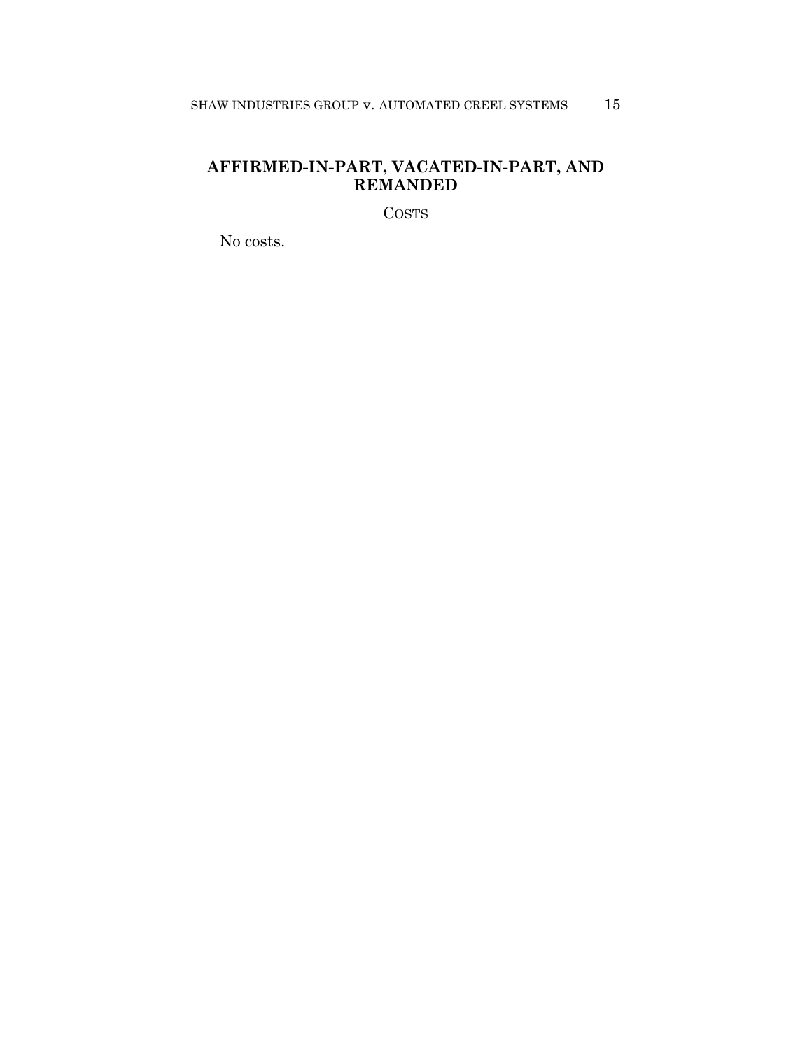**AFFIRMED-IN-PART, VACATED-IN-PART, AND REMANDED**

COSTS

No costs.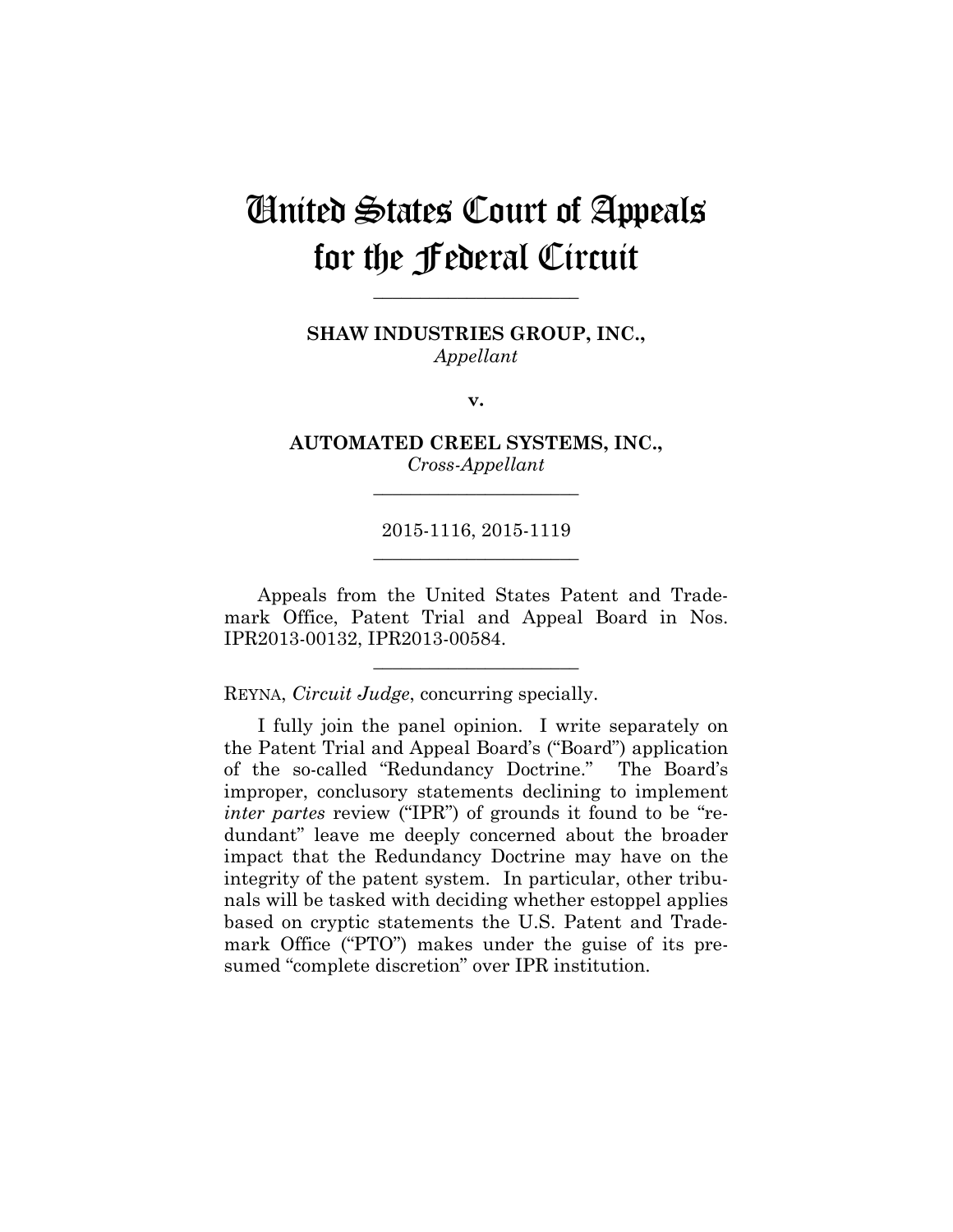# United States Court of Appeals for the Federal Circuit

---

**SHAW INDUSTRIES GROUP, INC.,**
*Appellant*

**v.**

**AUTOMATED CREEL SYSTEMS, INC.,**
*Cross-Appellant*

---

2015-1116, 2015-1119

---

Appeals from the United States Patent and Trademark Office, Patent Trial and Appeal Board in Nos. IPR2013-00132, IPR2013-00584.

---

REYNA, *Circuit Judge*, concurring specially.

I fully join the panel opinion. I write separately on the Patent Trial and Appeal Board's ("Board") application of the so-called "Redundancy Doctrine." The Board's improper, conclusory statements declining to implement *inter partes* review ("IPR") of grounds it found to be "redundant" leave me deeply concerned about the broader impact that the Redundancy Doctrine may have on the integrity of the patent system. In particular, other tribunals will be tasked with deciding whether estoppel applies based on cryptic statements the U.S. Patent and Trademark Office ("PTO") makes under the guise of its presumed "complete discretion" over IPR institution.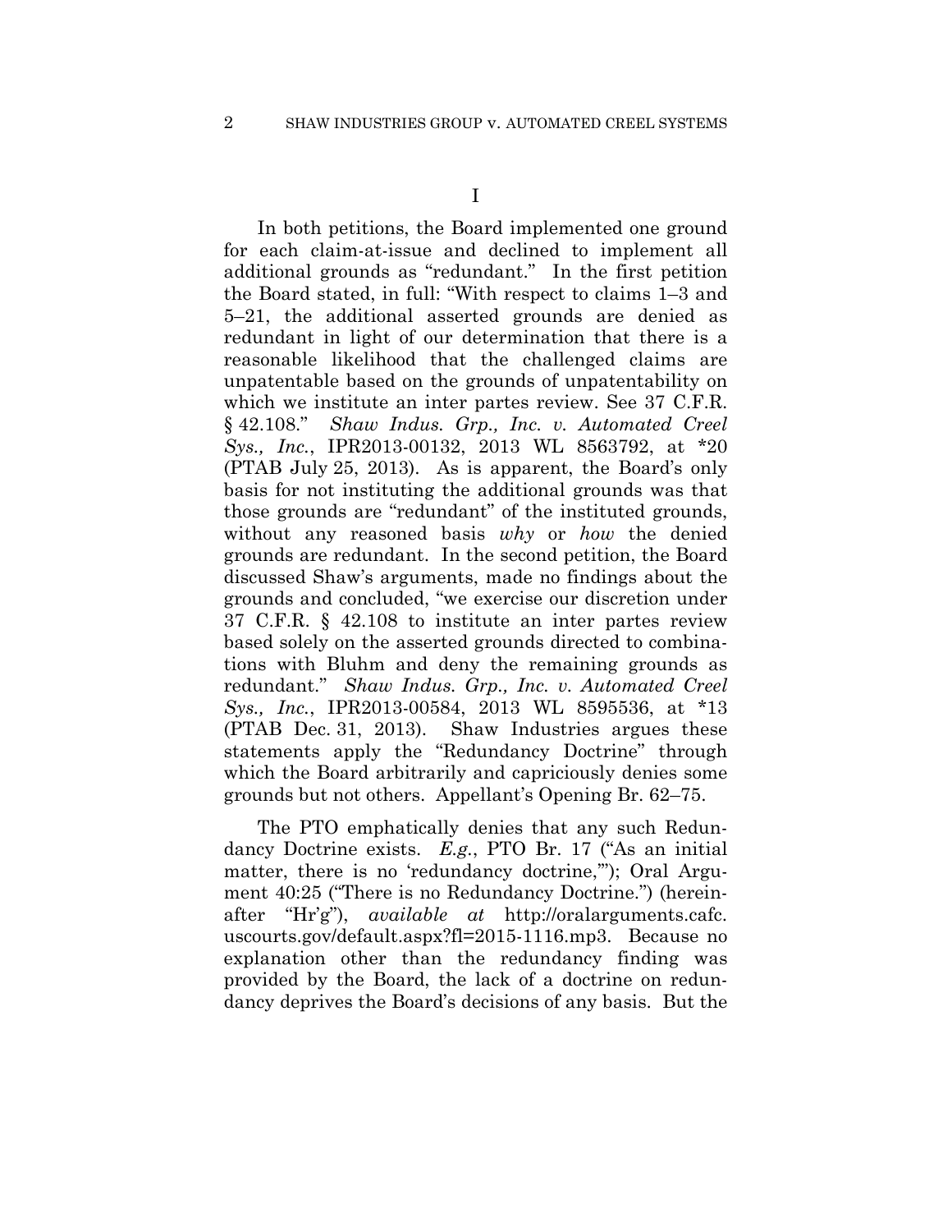I

In both petitions, the Board implemented one ground for each claim-at-issue and declined to implement all additional grounds as "redundant." In the first petition the Board stated, in full: "With respect to claims 1–3 and 5–21, the additional asserted grounds are denied as redundant in light of our determination that there is a reasonable likelihood that the challenged claims are unpatentable based on the grounds of unpatentability on which we institute an inter partes review. See 37 C.F.R. § 42.108." *Shaw Indus. Grp., Inc. v. Automated Creel Sys., Inc.*, IPR2013-00132, 2013 WL 8563792, at *20 (PTAB July 25, 2013). As is apparent, the Board's only basis for not instituting the additional grounds was that those grounds are "redundant" of the instituted grounds, without any reasoned basis *why* or *how* the denied grounds are redundant. In the second petition, the Board discussed Shaw's arguments, made no findings about the grounds and concluded, "we exercise our discretion under 37 C.F.R. § 42.108 to institute an inter partes review based solely on the asserted grounds directed to combinations with Bluhm and deny the remaining grounds as redundant." *Shaw Indus. Grp., Inc. v. Automated Creel Sys., Inc.*, IPR2013-00584, 2013 WL 8595536, at *13 (PTAB Dec. 31, 2013). Shaw Industries argues these statements apply the "Redundancy Doctrine" through which the Board arbitrarily and capriciously denies some grounds but not others. Appellant's Opening Br. 62–75.

The PTO emphatically denies that any such Redundancy Doctrine exists. *E.g.*, PTO Br. 17 ("As an initial matter, there is no 'redundancy doctrine,'"); Oral Argument 40:25 ("There is no Redundancy Doctrine.") (hereinafter "Hr'g"), *available at* http://oralarguments.cafc.uscourts.gov/default.aspx?fl=2015-1116.mp3. Because no explanation other than the redundancy finding was provided by the Board, the lack of a doctrine on redundancy deprives the Board's decisions of any basis. But the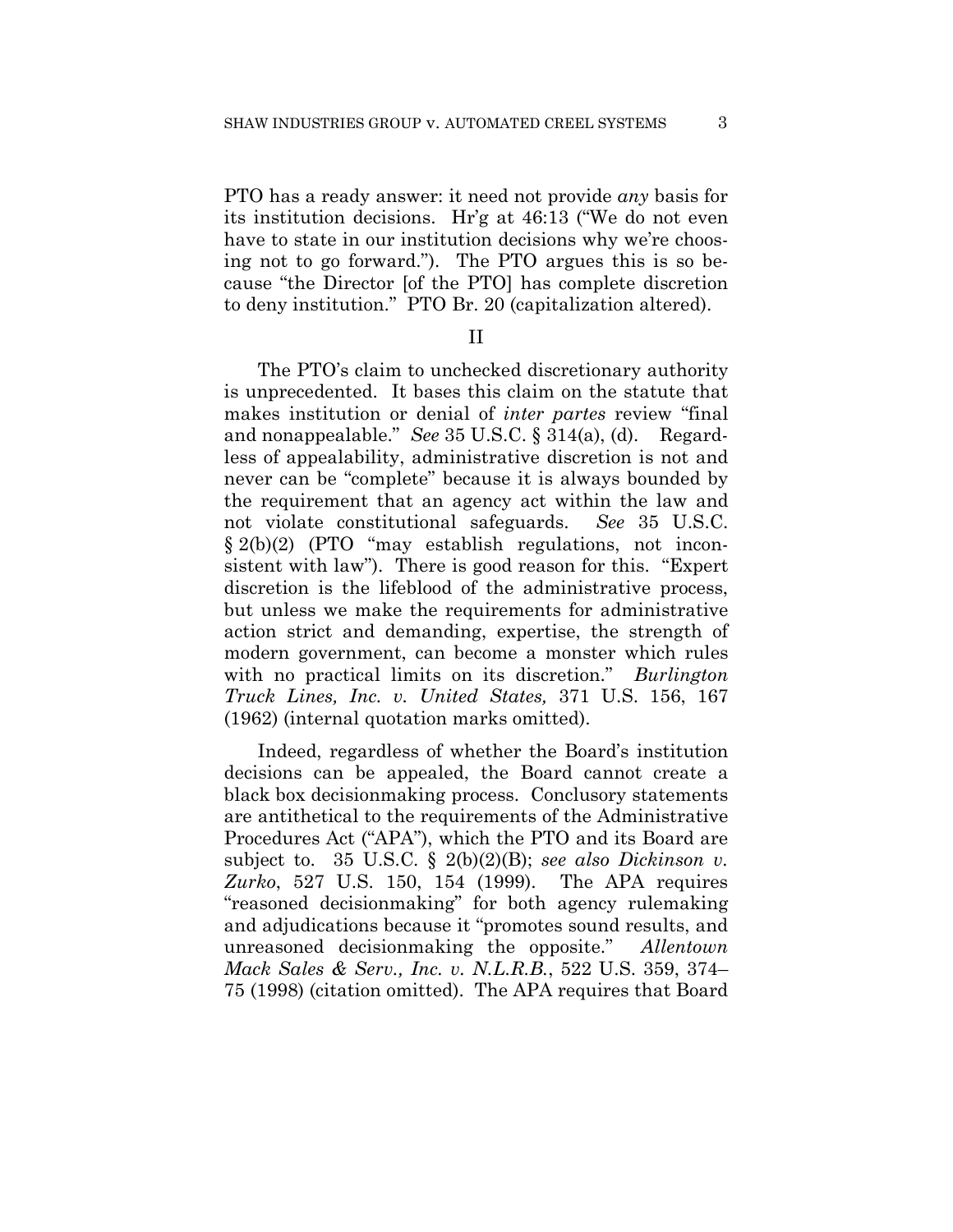PTO has a ready answer: it need not provide *any* basis for its institution decisions. Hr'g at 46:13 ("We do not even have to state in our institution decisions why we're choosing not to go forward."). The PTO argues this is so because "the Director [of the PTO] has complete discretion to deny institution." PTO Br. 20 (capitalization altered).

## II

The PTO's claim to unchecked discretionary authority is unprecedented. It bases this claim on the statute that makes institution or denial of *inter partes* review "final and nonappealable." *See* 35 U.S.C. § 314(a), (d). Regardless of appealability, administrative discretion is not and never can be "complete" because it is always bounded by the requirement that an agency act within the law and not violate constitutional safeguards. *See* 35 U.S.C. § 2(b)(2) (PTO "may establish regulations, not inconsistent with law"). There is good reason for this. "Expert discretion is the lifeblood of the administrative process, but unless we make the requirements for administrative action strict and demanding, expertise, the strength of modern government, can become a monster which rules with no practical limits on its discretion." *Burlington Truck Lines, Inc. v. United States,* 371 U.S. 156, 167 (1962) (internal quotation marks omitted).

Indeed, regardless of whether the Board's institution decisions can be appealed, the Board cannot create a black box decisionmaking process. Conclusory statements are antithetical to the requirements of the Administrative Procedures Act ("APA"), which the PTO and its Board are subject to. 35 U.S.C. § 2(b)(2)(B); *see also Dickinson v. Zurko*, 527 U.S. 150, 154 (1999). The APA requires "reasoned decisionmaking" for both agency rulemaking and adjudications because it "promotes sound results, and unreasoned decisionmaking the opposite." *Allentown Mack Sales & Serv., Inc. v. N.L.R.B.*, 522 U.S. 359, 374–75 (1998) (citation omitted). The APA requires that Board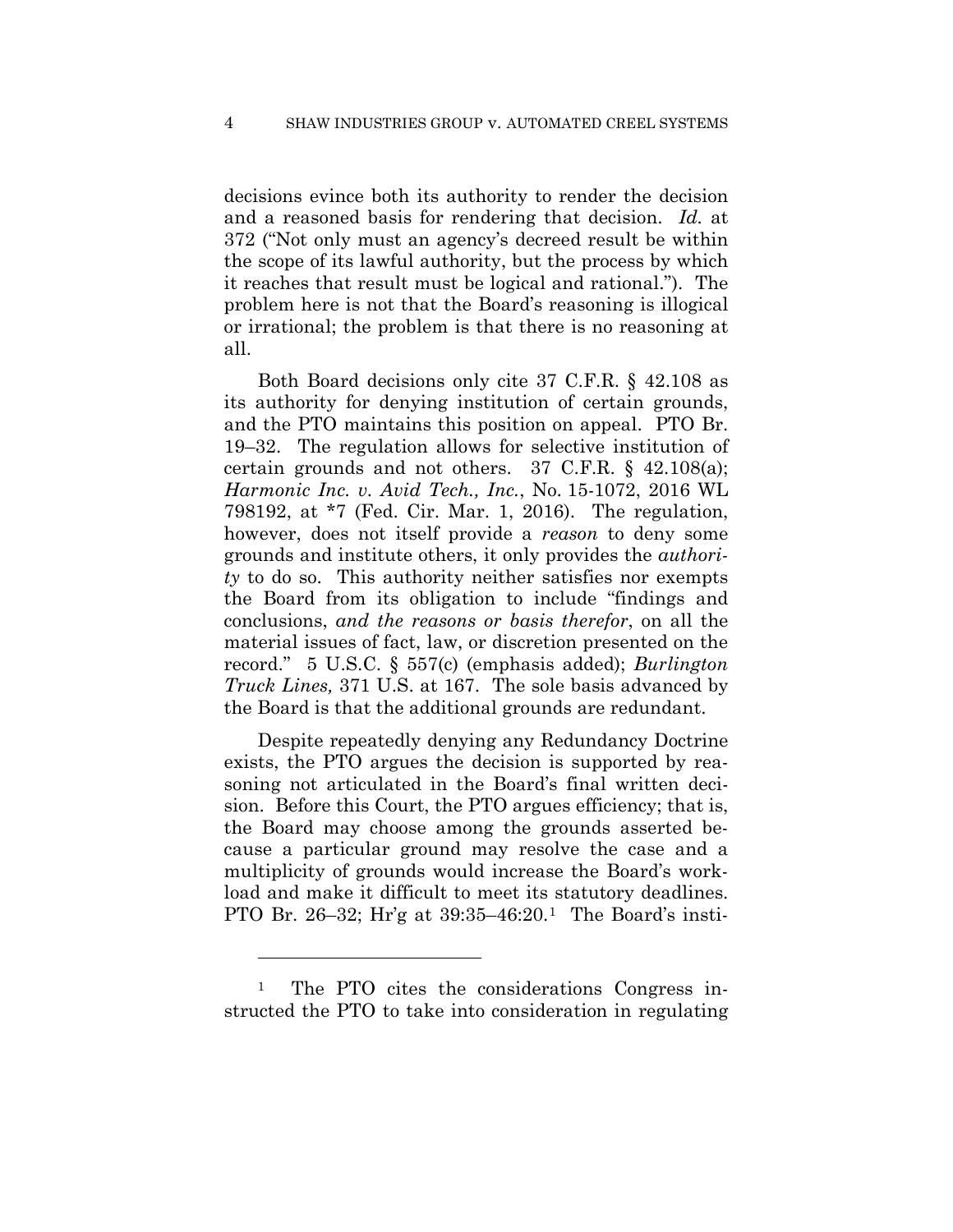decisions evince both its authority to render the decision and a reasoned basis for rendering that decision. *Id.* at 372 ("Not only must an agency's decreed result be within the scope of its lawful authority, but the process by which it reaches that result must be logical and rational."). The problem here is not that the Board's reasoning is illogical or irrational; the problem is that there is no reasoning at all.

Both Board decisions only cite 37 C.F.R. § 42.108 as its authority for denying institution of certain grounds, and the PTO maintains this position on appeal. PTO Br. 19–32. The regulation allows for selective institution of certain grounds and not others. 37 C.F.R. § 42.108(a); *Harmonic Inc. v. Avid Tech., Inc.*, No. 15-1072, 2016 WL 798192, at *7 (Fed. Cir. Mar. 1, 2016). The regulation, however, does not itself provide a *reason* to deny some grounds and institute others, it only provides the *authority* to do so. This authority neither satisfies nor exempts the Board from its obligation to include "findings and conclusions, *and the reasons or basis therefor*, on all the material issues of fact, law, or discretion presented on the record." 5 U.S.C. § 557(c) (emphasis added); *Burlington Truck Lines,* 371 U.S. at 167. The sole basis advanced by the Board is that the additional grounds are redundant.

Despite repeatedly denying any Redundancy Doctrine exists, the PTO argues the decision is supported by reasoning not articulated in the Board's final written decision. Before this Court, the PTO argues efficiency; that is, the Board may choose among the grounds asserted because a particular ground may resolve the case and a multiplicity of grounds would increase the Board's workload and make it difficult to meet its statutory deadlines. PTO Br. 26–32; Hr'g at 39:35–46:20.[1] The Board's insti-

[1] The PTO cites the considerations Congress instructed the PTO to take into consideration in regulating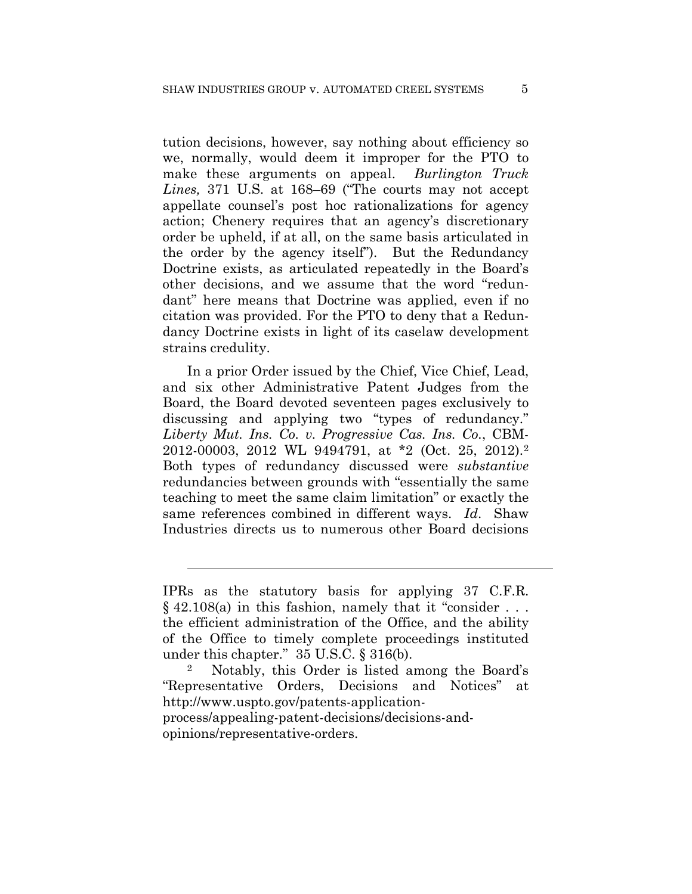tution decisions, however, say nothing about efficiency so we, normally, would deem it improper for the PTO to make these arguments on appeal. *Burlington Truck Lines,* 371 U.S. at 168–69 ("The courts may not accept appellate counsel's post hoc rationalizations for agency action; Chenery requires that an agency's discretionary order be upheld, if at all, on the same basis articulated in the order by the agency itself"). But the Redundancy Doctrine exists, as articulated repeatedly in the Board's other decisions, and we assume that the word "redundant" here means that Doctrine was applied, even if no citation was provided. For the PTO to deny that a Redundancy Doctrine exists in light of its caselaw development strains credulity.

In a prior Order issued by the Chief, Vice Chief, Lead, and six other Administrative Patent Judges from the Board, the Board devoted seventeen pages exclusively to discussing and applying two "types of redundancy." *Liberty Mut. Ins. Co. v. Progressive Cas. Ins. Co.*, CBM-2012-00003, 2012 WL 9494791, at *2 (Oct. 25, 2012).[2] Both types of redundancy discussed were *substantive* redundancies between grounds with "essentially the same teaching to meet the same claim limitation" or exactly the same references combined in different ways. *Id*. Shaw Industries directs us to numerous other Board decisions

---

IPRs as the statutory basis for applying 37 C.F.R. § 42.108(a) in this fashion, namely that it "consider . . . the efficient administration of the Office, and the ability of the Office to timely complete proceedings instituted under this chapter." 35 U.S.C. § 316(b).

[2] Notably, this Order is listed among the Board's "Representative Orders, Decisions and Notices" at http://www.uspto.gov/patents-application-process/appealing-patent-decisions/decisions-and-opinions/representative-orders.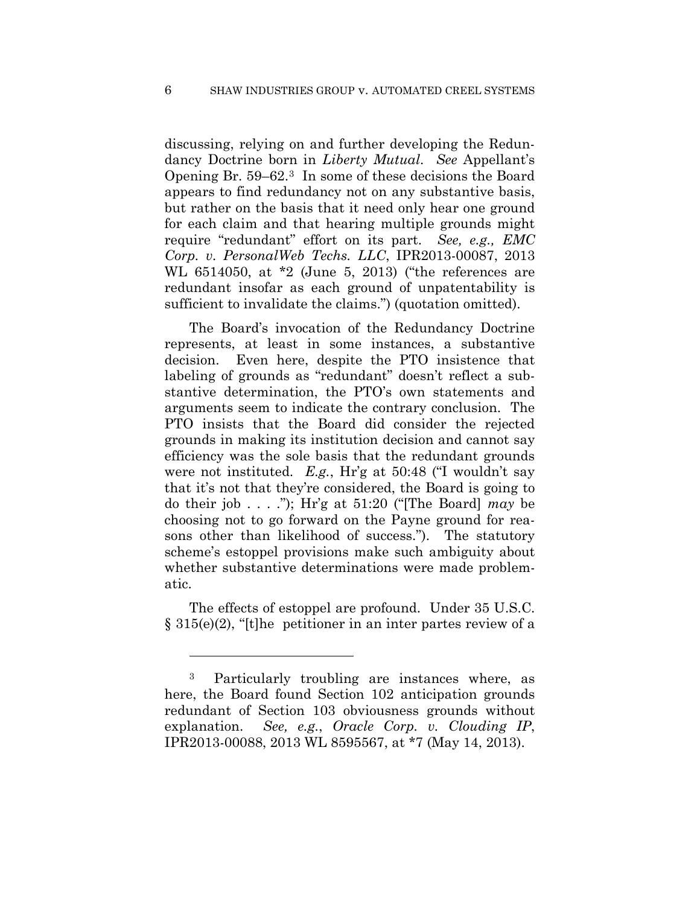discussing, relying on and further developing the Redundancy Doctrine born in *Liberty Mutual*. *See* Appellant's Opening Br. 59–62.[3] In some of these decisions the Board appears to find redundancy not on any substantive basis, but rather on the basis that it need only hear one ground for each claim and that hearing multiple grounds might require "redundant" effort on its part. *See, e.g., EMC Corp. v. PersonalWeb Techs. LLC*, IPR2013-00087, 2013 WL 6514050, at *2 (June 5, 2013) ("the references are redundant insofar as each ground of unpatentability is sufficient to invalidate the claims.") (quotation omitted).

The Board's invocation of the Redundancy Doctrine represents, at least in some instances, a substantive decision. Even here, despite the PTO insistence that labeling of grounds as "redundant" doesn't reflect a substantive determination, the PTO's own statements and arguments seem to indicate the contrary conclusion. The PTO insists that the Board did consider the rejected grounds in making its institution decision and cannot say efficiency was the sole basis that the redundant grounds were not instituted. *E.g.*, Hr'g at 50:48 ("I wouldn't say that it's not that they're considered, the Board is going to do their job . . . ."); Hr'g at 51:20 ("[The Board] *may* be choosing not to go forward on the Payne ground for reasons other than likelihood of success."). The statutory scheme's estoppel provisions make such ambiguity about whether substantive determinations were made problematic.

The effects of estoppel are profound. Under 35 U.S.C. § 315(e)(2), "[t]he petitioner in an inter partes review of a

[3] Particularly troubling are instances where, as here, the Board found Section 102 anticipation grounds redundant of Section 103 obviousness grounds without explanation. *See, e.g.*, *Oracle Corp. v. Clouding IP*, IPR2013-00088, 2013 WL 8595567, at *7 (May 14, 2013).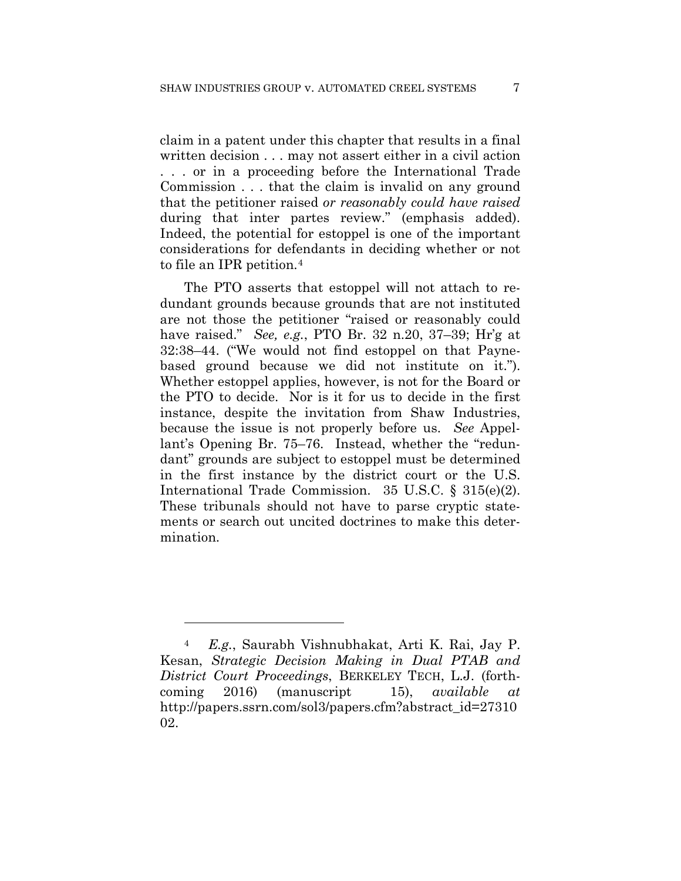claim in a patent under this chapter that results in a final written decision . . . may not assert either in a civil action . . . or in a proceeding before the International Trade Commission . . . that the claim is invalid on any ground that the petitioner raised *or reasonably could have raised* during that inter partes review." (emphasis added). Indeed, the potential for estoppel is one of the important considerations for defendants in deciding whether or not to file an IPR petition.[4]

The PTO asserts that estoppel will not attach to redundant grounds because grounds that are not instituted are not those the petitioner "raised or reasonably could have raised." *See, e.g.*, PTO Br. 32 n.20, 37–39; Hr'g at 32:38–44. ("We would not find estoppel on that Payne-based ground because we did not institute on it."). Whether estoppel applies, however, is not for the Board or the PTO to decide. Nor is it for us to decide in the first instance, despite the invitation from Shaw Industries, because the issue is not properly before us. *See* Appellant's Opening Br. 75–76. Instead, whether the "redundant" grounds are subject to estoppel must be determined in the first instance by the district court or the U.S. International Trade Commission. 35 U.S.C. § 315(e)(2). These tribunals should not have to parse cryptic statements or search out uncited doctrines to make this determination.

---

[4] *E.g.*, Saurabh Vishnubhakat, Arti K. Rai, Jay P. Kesan, *Strategic Decision Making in Dual PTAB and District Court Proceedings*, BERKELEY TECH, L.J. (forthcoming 2016) (manuscript 15), *available at* http://papers.ssrn.com/sol3/papers.cfm?abstract_id=2731002.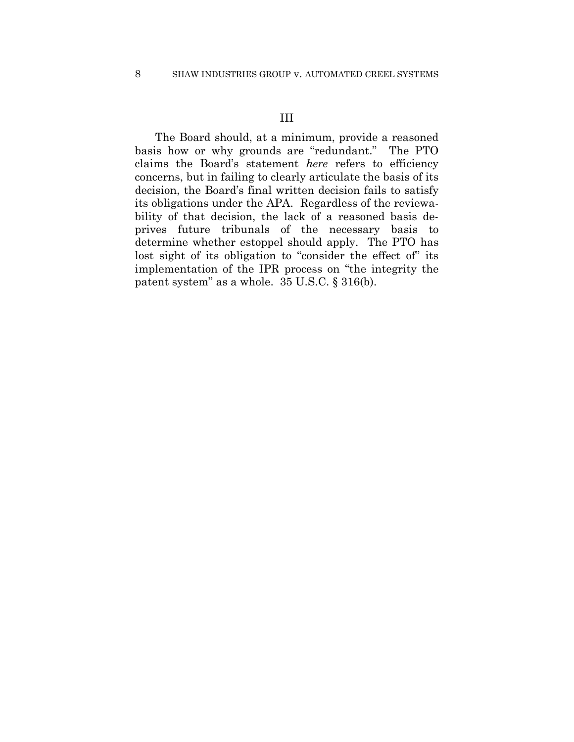## III

The Board should, at a minimum, provide a reasoned basis how or why grounds are "redundant." The PTO claims the Board's statement *here* refers to efficiency concerns, but in failing to clearly articulate the basis of its decision, the Board's final written decision fails to satisfy its obligations under the APA. Regardless of the reviewability of that decision, the lack of a reasoned basis deprives future tribunals of the necessary basis to determine whether estoppel should apply. The PTO has lost sight of its obligation to "consider the effect of" its implementation of the IPR process on "the integrity the patent system" as a whole. 35 U.S.C. § 316(b).